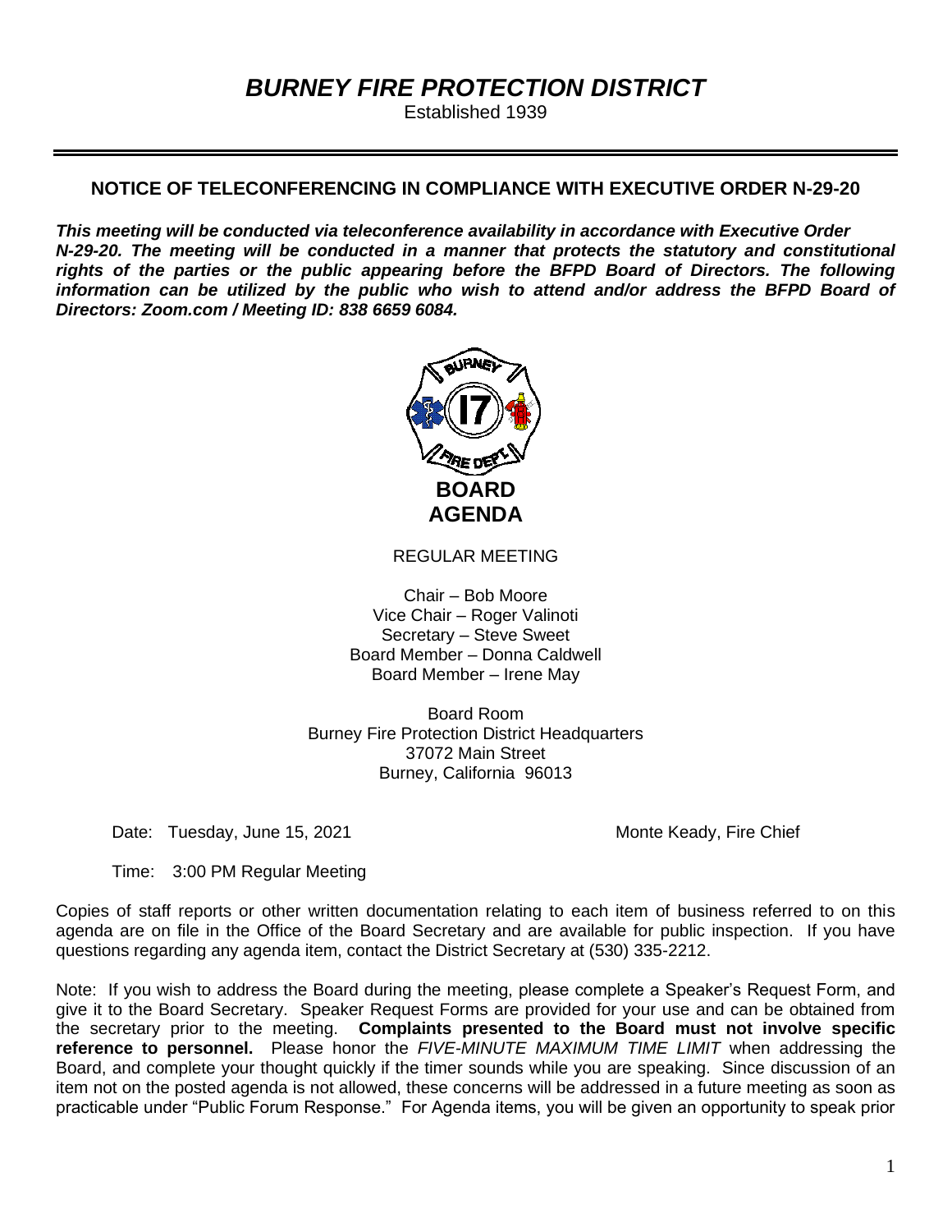# *BURNEY FIRE PROTECTION DISTRICT*

Established 1939

---

**NOTICE OF TELECONFERENCING IN COMPLIANCE WITH EXECUTIVE ORDER N-29-20**

***This meeting will be conducted via teleconference availability in accordance with Executive Order N-29-20. The meeting will be conducted in a manner that protects the statutory and constitutional rights of the parties or the public appearing before the BFPD Board of Directors. The following information can be utilized by the public who wish to attend and/or address the BFPD Board of Directors: Zoom.com / Meeting ID: 838 6659 6084.***

**BOARD AGENDA**

REGULAR MEETING

Chair – Bob Moore
Vice Chair – Roger Valinoti
Secretary – Steve Sweet
Board Member – Donna Caldwell
Board Member – Irene May

Board Room
Burney Fire Protection District Headquarters
37072 Main Street
Burney, California 96013

Date: Tuesday, June 15, 2021

Monte Keady, Fire Chief

Time: 3:00 PM Regular Meeting

Copies of staff reports or other written documentation relating to each item of business referred to on this agenda are on file in the Office of the Board Secretary and are available for public inspection. If you have questions regarding any agenda item, contact the District Secretary at (530) 335-2212.

Note: If you wish to address the Board during the meeting, please complete a Speaker's Request Form, and give it to the Board Secretary. Speaker Request Forms are provided for your use and can be obtained from the secretary prior to the meeting. **Complaints presented to the Board must not involve specific reference to personnel.** Please honor the *FIVE-MINUTE MAXIMUM TIME LIMIT* when addressing the Board, and complete your thought quickly if the timer sounds while you are speaking. Since discussion of an item not on the posted agenda is not allowed, these concerns will be addressed in a future meeting as soon as practicable under "Public Forum Response." For Agenda items, you will be given an opportunity to speak prior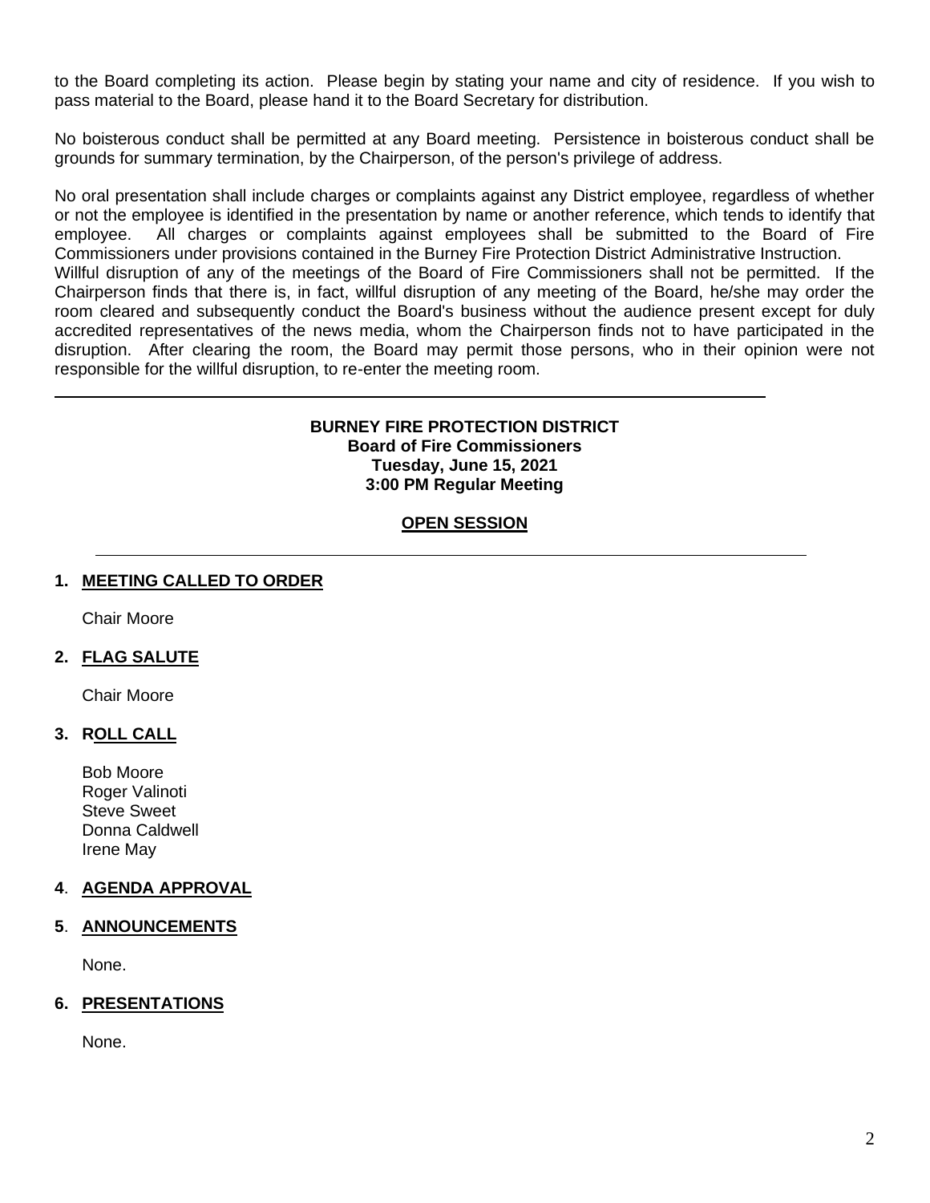to the Board completing its action. Please begin by stating your name and city of residence. If you wish to pass material to the Board, please hand it to the Board Secretary for distribution.

No boisterous conduct shall be permitted at any Board meeting. Persistence in boisterous conduct shall be grounds for summary termination, by the Chairperson, of the person's privilege of address.

No oral presentation shall include charges or complaints against any District employee, regardless of whether or not the employee is identified in the presentation by name or another reference, which tends to identify that employee. All charges or complaints against employees shall be submitted to the Board of Fire Commissioners under provisions contained in the Burney Fire Protection District Administrative Instruction.
Willful disruption of any of the meetings of the Board of Fire Commissioners shall not be permitted. If the Chairperson finds that there is, in fact, willful disruption of any meeting of the Board, he/she may order the room cleared and subsequently conduct the Board's business without the audience present except for duly accredited representatives of the news media, whom the Chairperson finds not to have participated in the disruption. After clearing the room, the Board may permit those persons, who in their opinion were not responsible for the willful disruption, to re-enter the meeting room.

---

**BURNEY FIRE PROTECTION DISTRICT**
**Board of Fire Commissioners**
**Tuesday, June 15, 2021**
**3:00 PM Regular Meeting**

## OPEN SESSION

---

### 1. MEETING CALLED TO ORDER

Chair Moore

### 2. FLAG SALUTE

Chair Moore

### 3. ROLL CALL

Bob Moore
Roger Valinoti
Steve Sweet
Donna Caldwell
Irene May

### 4. AGENDA APPROVAL

### 5. ANNOUNCEMENTS

None.

### 6. PRESENTATIONS

None.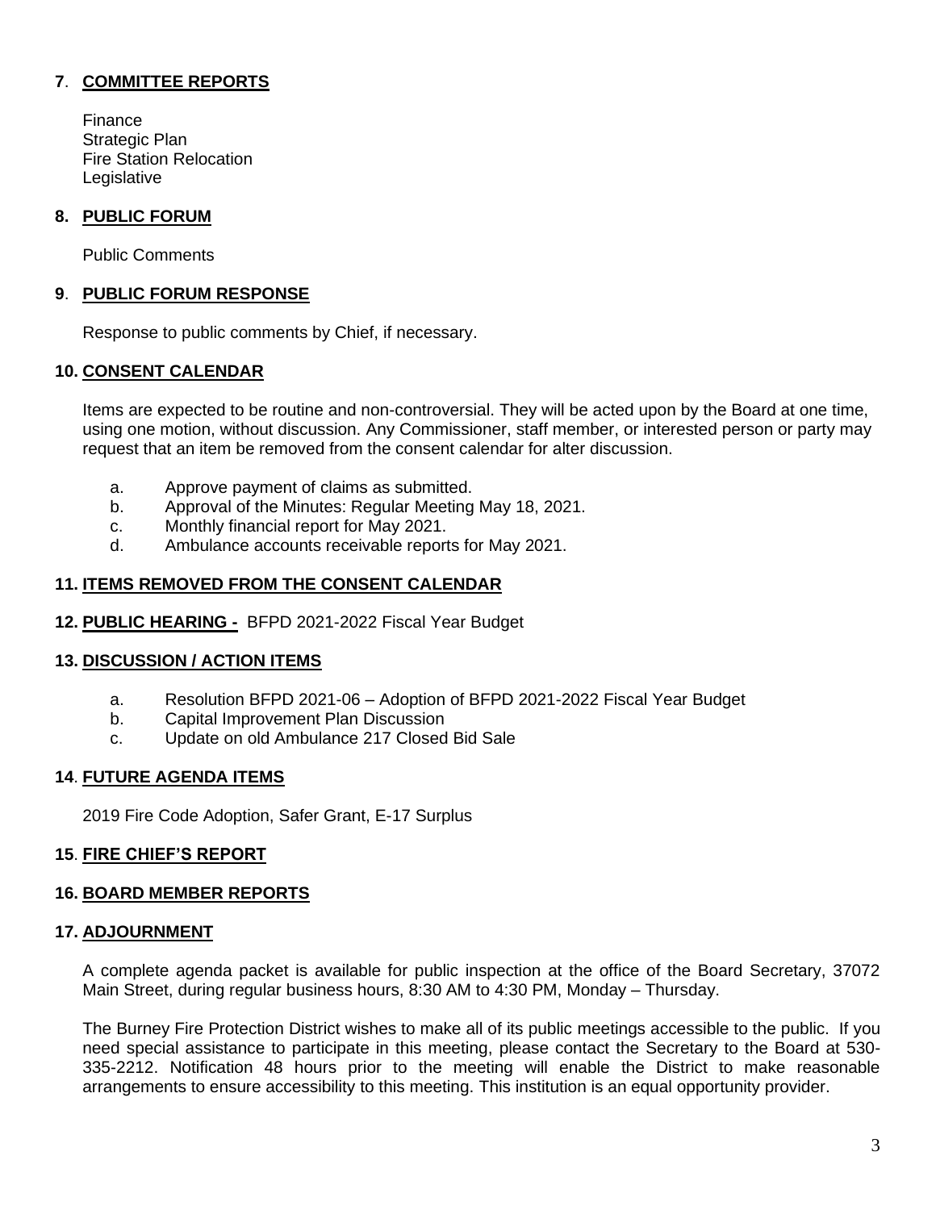## 7. COMMITTEE REPORTS

Finance
Strategic Plan
Fire Station Relocation
Legislative

## 8. PUBLIC FORUM

Public Comments

## 9. PUBLIC FORUM RESPONSE

Response to public comments by Chief, if necessary.

## 10. CONSENT CALENDAR

Items are expected to be routine and non-controversial. They will be acted upon by the Board at one time, using one motion, without discussion. Any Commissioner, staff member, or interested person or party may request that an item be removed from the consent calendar for alter discussion.

a. Approve payment of claims as submitted.
b. Approval of the Minutes: Regular Meeting May 18, 2021.
c. Monthly financial report for May 2021.
d. Ambulance accounts receivable reports for May 2021.

## 11. ITEMS REMOVED FROM THE CONSENT CALENDAR

## 12. PUBLIC HEARING - BFPD 2021-2022 Fiscal Year Budget

## 13. DISCUSSION / ACTION ITEMS

a. Resolution BFPD 2021-06 – Adoption of BFPD 2021-2022 Fiscal Year Budget
b. Capital Improvement Plan Discussion
c. Update on old Ambulance 217 Closed Bid Sale

## 14. FUTURE AGENDA ITEMS

2019 Fire Code Adoption, Safer Grant, E-17 Surplus

## 15. FIRE CHIEF'S REPORT

## 16. BOARD MEMBER REPORTS

## 17. ADJOURNMENT

A complete agenda packet is available for public inspection at the office of the Board Secretary, 37072 Main Street, during regular business hours, 8:30 AM to 4:30 PM, Monday – Thursday.

The Burney Fire Protection District wishes to make all of its public meetings accessible to the public. If you need special assistance to participate in this meeting, please contact the Secretary to the Board at 530-335-2212. Notification 48 hours prior to the meeting will enable the District to make reasonable arrangements to ensure accessibility to this meeting. This institution is an equal opportunity provider.